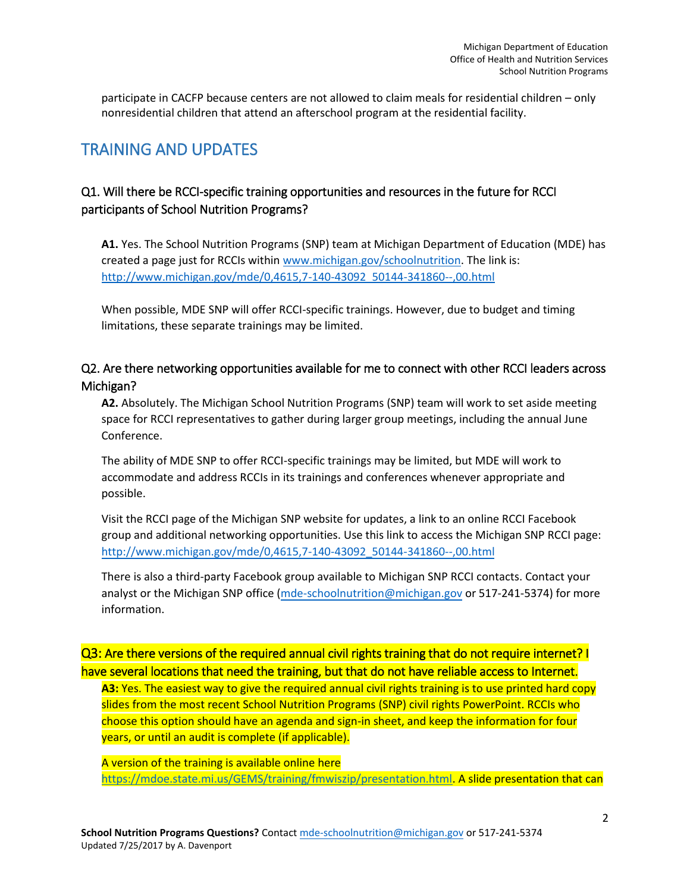participate in CACFP because centers are not allowed to claim meals for residential children – only nonresidential children that attend an afterschool program at the residential facility.

## TRAINING AND UPDATES

### Q1. Will there be RCCI-specific training opportunities and resources in the future for RCCI participants of School Nutrition Programs?

**A1.** Yes. The School Nutrition Programs (SNP) team at Michigan Department of Education (MDE) has created a page just for RCCIs within www.michigan.gov/schoolnutrition. The link is: http://www.michigan.gov/mde/0,4615,7-140-43092_50144-341860--,00.html

When possible, MDE SNP will offer RCCI-specific trainings. However, due to budget and timing limitations, these separate trainings may be limited.

### Q2. Are there networking opportunities available for me to connect with other RCCI leaders across Michigan?

**A2.** Absolutely. The Michigan School Nutrition Programs (SNP) team will work to set aside meeting space for RCCI representatives to gather during larger group meetings, including the annual June Conference.

The ability of MDE SNP to offer RCCI-specific trainings may be limited, but MDE will work to accommodate and address RCCIs in its trainings and conferences whenever appropriate and possible.

Visit the RCCI page of the Michigan SNP website for updates, a link to an online RCCI Facebook group and additional networking opportunities. Use this link to access the Michigan SNP RCCI page: http://www.michigan.gov/mde/0,4615,7-140-43092_50144-341860--,00.html

There is also a third-party Facebook group available to Michigan SNP RCCI contacts. Contact your analyst or the Michigan SNP office (mde-schoolnutrition@michigan.gov or 517-241-5374) for more information.

### Q3: Are there versions of the required annual civil rights training that do not require internet? I have several locations that need the training, but that do not have reliable access to Internet.

**A3:** Yes. The easiest way to give the required annual civil rights training is to use printed hard copy slides from the most recent School Nutrition Programs (SNP) civil rights PowerPoint. RCCIs who choose this option should have an agenda and sign-in sheet, and keep the information for four years, or until an audit is complete (if applicable).

A version of the training is available online here https://mdoe.state.mi.us/GEMS/training/fmwiszip/presentation.html. A slide presentation that can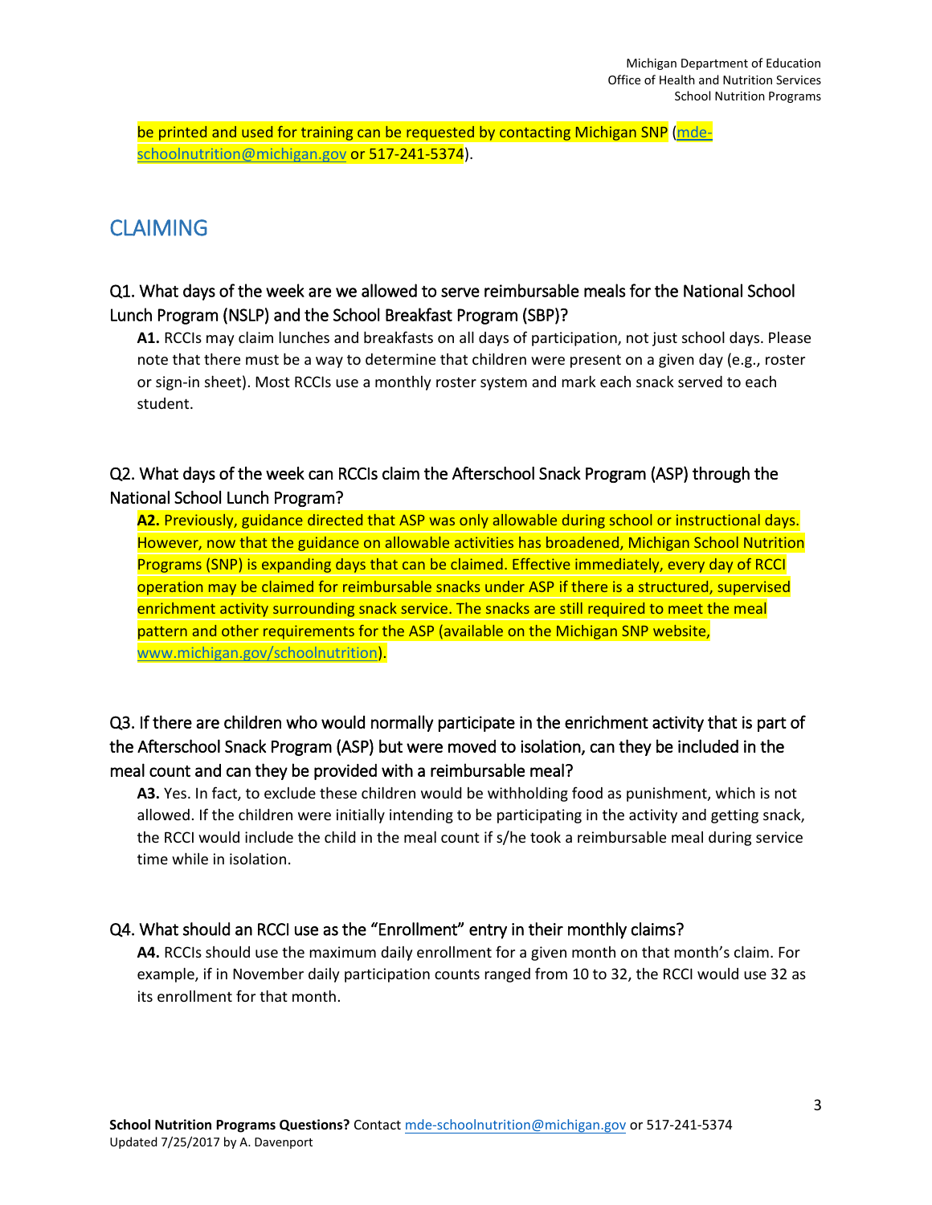be printed and used for training can be requested by contacting Michigan SNP (mde-schoolnutrition@michigan.gov or 517-241-5374).

## CLAIMING

### Q1. What days of the week are we allowed to serve reimbursable meals for the National School Lunch Program (NSLP) and the School Breakfast Program (SBP)?

**A1.** RCCIs may claim lunches and breakfasts on all days of participation, not just school days. Please note that there must be a way to determine that children were present on a given day (e.g., roster or sign-in sheet). Most RCCIs use a monthly roster system and mark each snack served to each student.

### Q2. What days of the week can RCCIs claim the Afterschool Snack Program (ASP) through the National School Lunch Program?

**A2.** Previously, guidance directed that ASP was only allowable during school or instructional days. However, now that the guidance on allowable activities has broadened, Michigan School Nutrition Programs (SNP) is expanding days that can be claimed. Effective immediately, every day of RCCI operation may be claimed for reimbursable snacks under ASP if there is a structured, supervised enrichment activity surrounding snack service. The snacks are still required to meet the meal pattern and other requirements for the ASP (available on the Michigan SNP website, www.michigan.gov/schoolnutrition).

### Q3. If there are children who would normally participate in the enrichment activity that is part of the Afterschool Snack Program (ASP) but were moved to isolation, can they be included in the meal count and can they be provided with a reimbursable meal?

**A3.** Yes. In fact, to exclude these children would be withholding food as punishment, which is not allowed. If the children were initially intending to be participating in the activity and getting snack, the RCCI would include the child in the meal count if s/he took a reimbursable meal during service time while in isolation.

### Q4. What should an RCCI use as the "Enrollment" entry in their monthly claims?

**A4.** RCCIs should use the maximum daily enrollment for a given month on that month's claim. For example, if in November daily participation counts ranged from 10 to 32, the RCCI would use 32 as its enrollment for that month.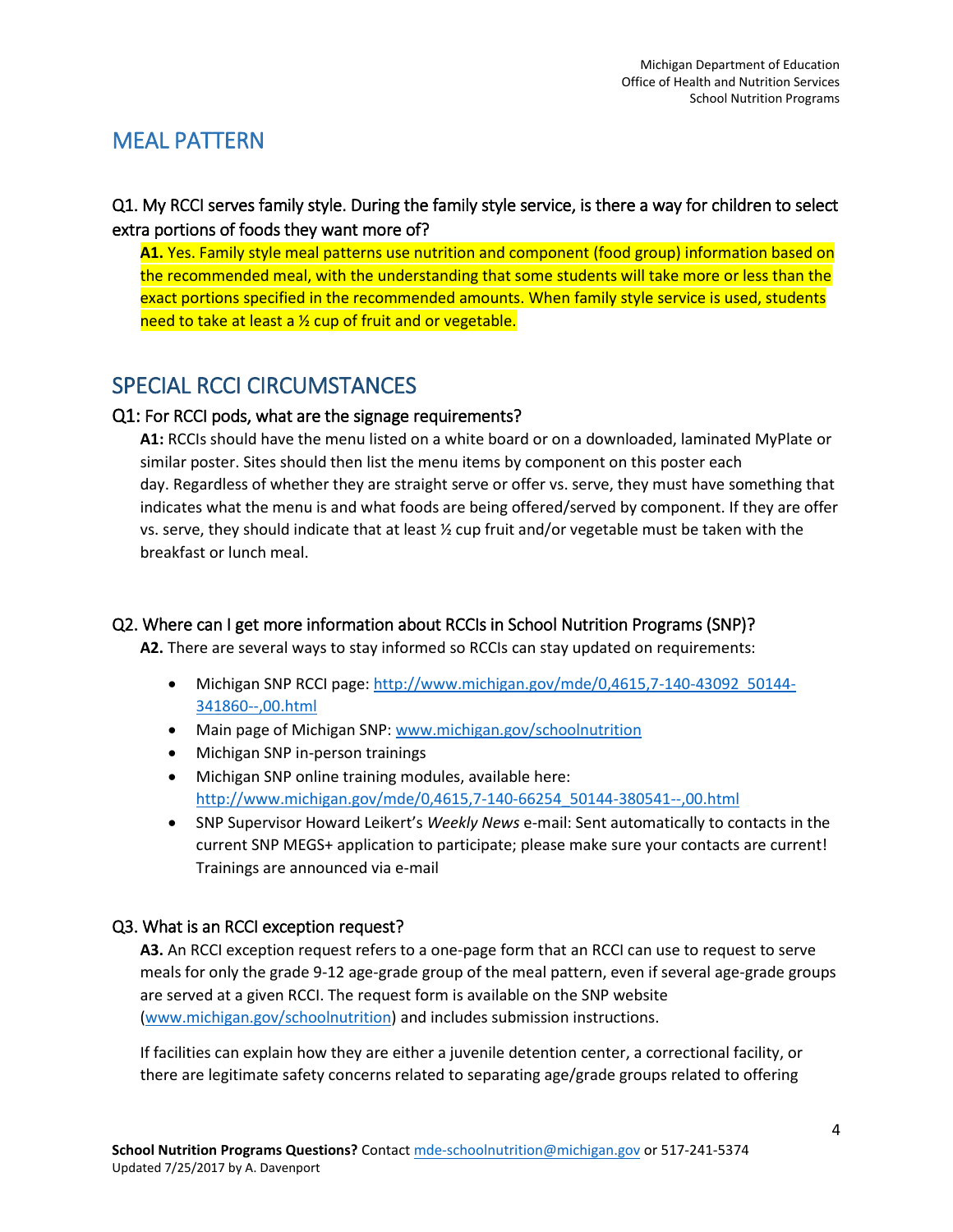## MEAL PATTERN

### Q1. My RCCI serves family style. During the family style service, is there a way for children to select extra portions of foods they want more of?

**A1.** Yes. Family style meal patterns use nutrition and component (food group) information based on the recommended meal, with the understanding that some students will take more or less than the exact portions specified in the recommended amounts. When family style service is used, students need to take at least a ½ cup of fruit and or vegetable.

## SPECIAL RCCI CIRCUMSTANCES

### Q1: For RCCI pods, what are the signage requirements?

**A1:** RCCIs should have the menu listed on a white board or on a downloaded, laminated MyPlate or similar poster. Sites should then list the menu items by component on this poster each day. Regardless of whether they are straight serve or offer vs. serve, they must have something that indicates what the menu is and what foods are being offered/served by component. If they are offer vs. serve, they should indicate that at least ½ cup fruit and/or vegetable must be taken with the breakfast or lunch meal.

### Q2. Where can I get more information about RCCIs in School Nutrition Programs (SNP)?

**A2.** There are several ways to stay informed so RCCIs can stay updated on requirements:

- Michigan SNP RCCI page: http://www.michigan.gov/mde/0,4615,7-140-43092_50144-341860--,00.html
- Main page of Michigan SNP: www.michigan.gov/schoolnutrition
- Michigan SNP in-person trainings
- Michigan SNP online training modules, available here: http://www.michigan.gov/mde/0,4615,7-140-66254_50144-380541--,00.html
- SNP Supervisor Howard Leikert's *Weekly News* e-mail: Sent automatically to contacts in the current SNP MEGS+ application to participate; please make sure your contacts are current! Trainings are announced via e-mail

### Q3. What is an RCCI exception request?

**A3.** An RCCI exception request refers to a one-page form that an RCCI can use to request to serve meals for only the grade 9-12 age-grade group of the meal pattern, even if several age-grade groups are served at a given RCCI. The request form is available on the SNP website (www.michigan.gov/schoolnutrition) and includes submission instructions.

If facilities can explain how they are either a juvenile detention center, a correctional facility, or there are legitimate safety concerns related to separating age/grade groups related to offering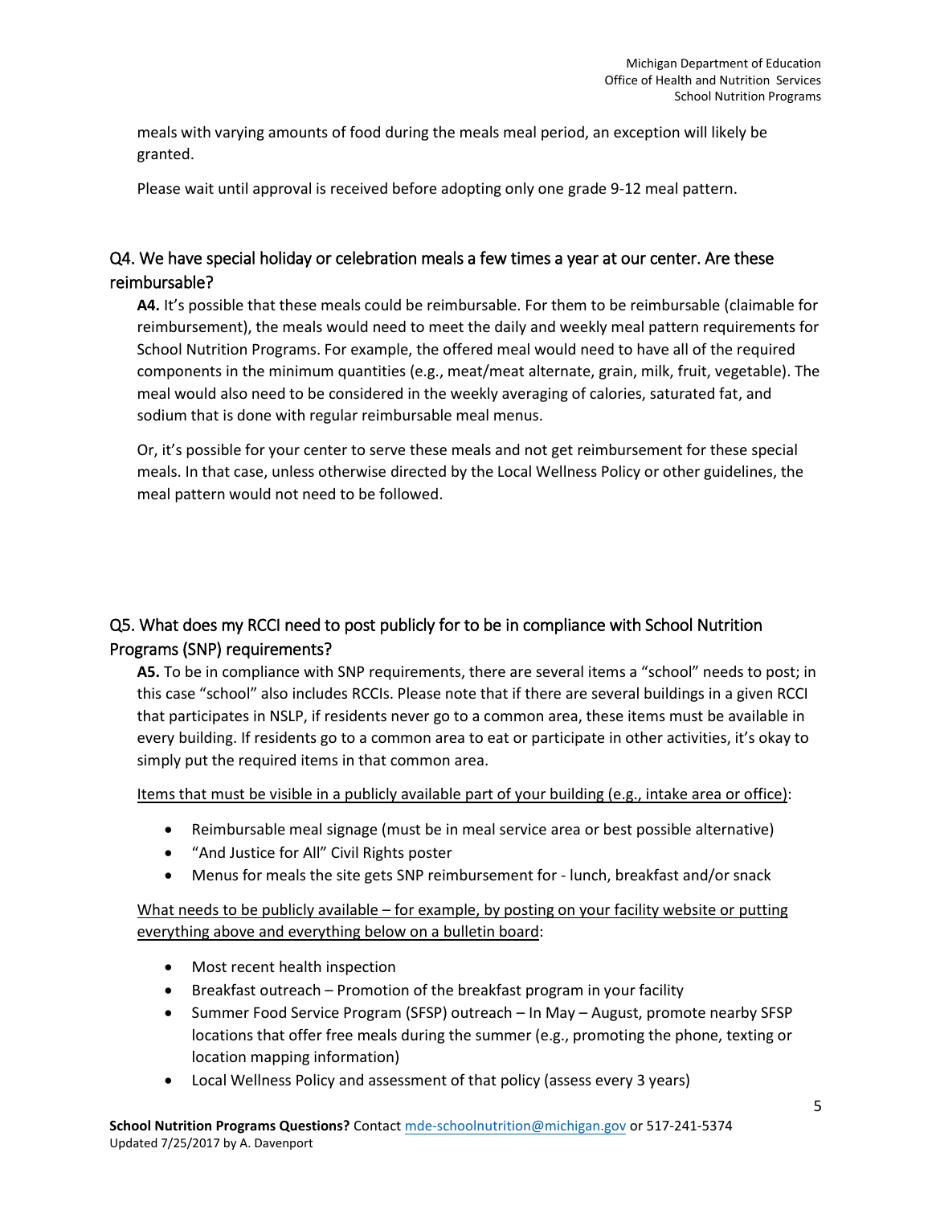meals with varying amounts of food during the meals meal period, an exception will likely be granted.

Please wait until approval is received before adopting only one grade 9-12 meal pattern.

## Q4. We have special holiday or celebration meals a few times a year at our center. Are these reimbursable?

**A4.** It's possible that these meals could be reimbursable. For them to be reimbursable (claimable for reimbursement), the meals would need to meet the daily and weekly meal pattern requirements for School Nutrition Programs. For example, the offered meal would need to have all of the required components in the minimum quantities (e.g., meat/meat alternate, grain, milk, fruit, vegetable). The meal would also need to be considered in the weekly averaging of calories, saturated fat, and sodium that is done with regular reimbursable meal menus.

Or, it's possible for your center to serve these meals and not get reimbursement for these special meals. In that case, unless otherwise directed by the Local Wellness Policy or other guidelines, the meal pattern would not need to be followed.

## Q5. What does my RCCI need to post publicly for to be in compliance with School Nutrition Programs (SNP) requirements?

**A5.** To be in compliance with SNP requirements, there are several items a "school" needs to post; in this case "school" also includes RCCIs. Please note that if there are several buildings in a given RCCI that participates in NSLP, if residents never go to a common area, these items must be available in every building. If residents go to a common area to eat or participate in other activities, it's okay to simply put the required items in that common area.

<u>Items that must be visible in a publicly available part of your building (e.g., intake area or office)</u>:

- Reimbursable meal signage (must be in meal service area or best possible alternative)
- "And Justice for All" Civil Rights poster
- Menus for meals the site gets SNP reimbursement for - lunch, breakfast and/or snack

<u>What needs to be publicly available – for example, by posting on your facility website or putting everything above and everything below on a bulletin board</u>:

- Most recent health inspection
- Breakfast outreach – Promotion of the breakfast program in your facility
- Summer Food Service Program (SFSP) outreach – In May – August, promote nearby SFSP locations that offer free meals during the summer (e.g., promoting the phone, texting or location mapping information)
- Local Wellness Policy and assessment of that policy (assess every 3 years)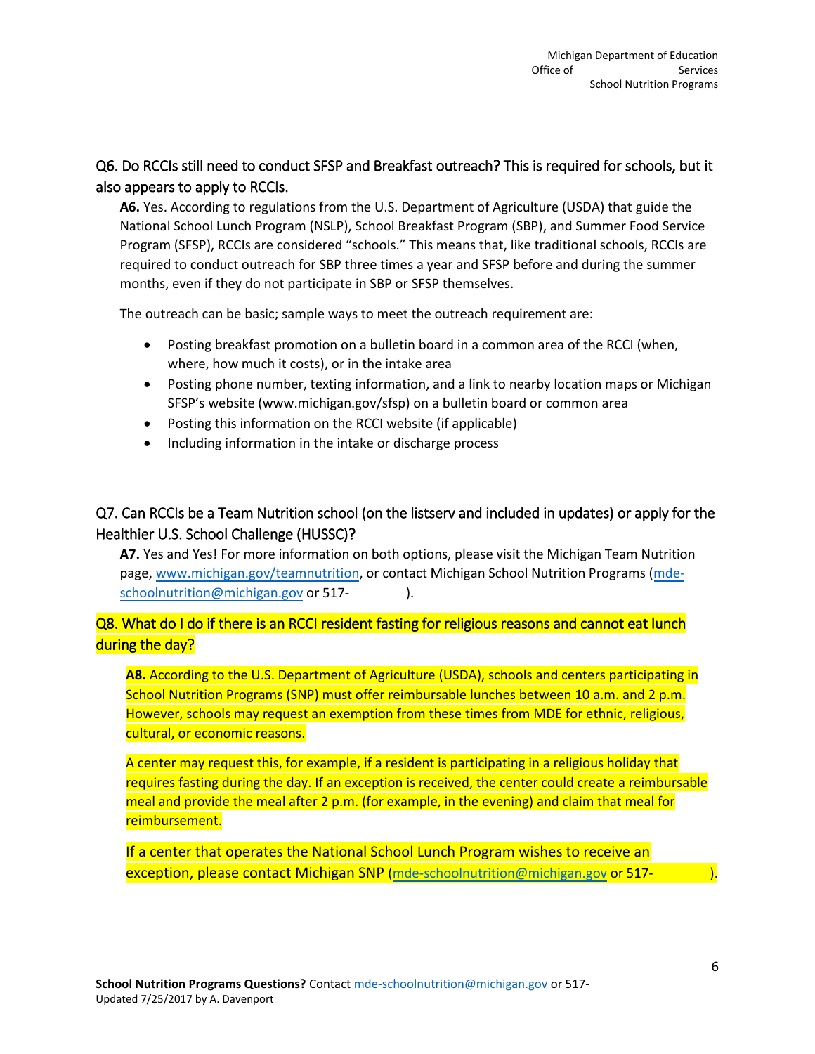## Q6. Do RCCIs still need to conduct SFSP and Breakfast outreach? This is required for schools, but it also appears to apply to RCCIs.

**A6.** Yes. According to regulations from the U.S. Department of Agriculture (USDA) that guide the National School Lunch Program (NSLP), School Breakfast Program (SBP), and Summer Food Service Program (SFSP), RCCIs are considered "schools." This means that, like traditional schools, RCCIs are required to conduct outreach for SBP three times a year and SFSP before and during the summer months, even if they do not participate in SBP or SFSP themselves.

The outreach can be basic; sample ways to meet the outreach requirement are:

- Posting breakfast promotion on a bulletin board in a common area of the RCCI (when, where, how much it costs), or in the intake area
- Posting phone number, texting information, and a link to nearby location maps or Michigan SFSP's website (www.michigan.gov/sfsp) on a bulletin board or common area
- Posting this information on the RCCI website (if applicable)
- Including information in the intake or discharge process

## Q7. Can RCCIs be a Team Nutrition school (on the listserv and included in updates) or apply for the Healthier U.S. School Challenge (HUSSC)?

**A7.** Yes and Yes! For more information on both options, please visit the Michigan Team Nutrition page, www.michigan.gov/teamnutrition, or contact Michigan School Nutrition Programs (mde-schoolnutrition@michigan.gov or 517- ).

## Q8. What do I do if there is an RCCI resident fasting for religious reasons and cannot eat lunch during the day?

**A8.** According to the U.S. Department of Agriculture (USDA), schools and centers participating in School Nutrition Programs (SNP) must offer reimbursable lunches between 10 a.m. and 2 p.m. However, schools may request an exemption from these times from MDE for ethnic, religious, cultural, or economic reasons.

A center may request this, for example, if a resident is participating in a religious holiday that requires fasting during the day. If an exception is received, the center could create a reimbursable meal and provide the meal after 2 p.m. (for example, in the evening) and claim that meal for reimbursement.

If a center that operates the National School Lunch Program wishes to receive an exception, please contact Michigan SNP (mde-schoolnutrition@michigan.gov or 517- ).